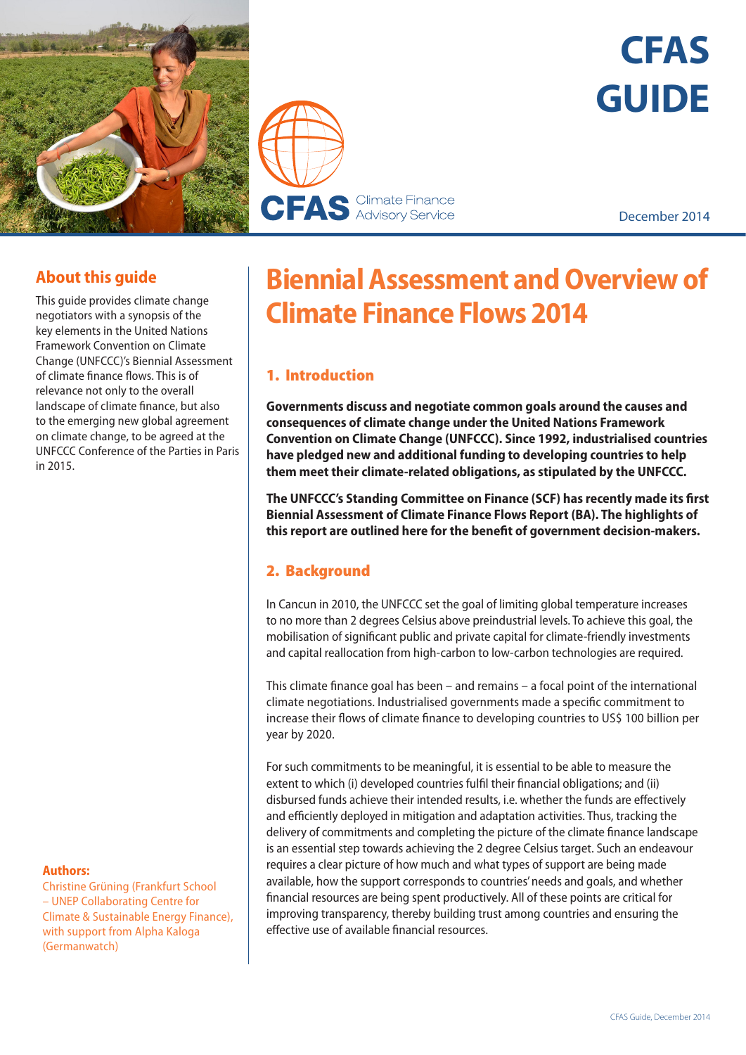CFAS GUIDE

CFAS Climate Finance Advisory Service

December 2014

## About this guide

This guide provides climate change negotiators with a synopsis of the key elements in the United Nations Framework Convention on Climate Change (UNFCCC)'s Biennial Assessment of climate finance flows. This is of relevance not only to the overall landscape of climate finance, but also to the emerging new global agreement on climate change, to be agreed at the UNFCCC Conference of the Parties in Paris in 2015.

**Authors:**
Christine Grüning (Frankfurt School – UNEP Collaborating Centre for Climate & Sustainable Energy Finance), with support from Alpha Kaloga (Germanwatch)

# Biennial Assessment and Overview of Climate Finance Flows 2014

## 1. Introduction

**Governments discuss and negotiate common goals around the causes and consequences of climate change under the United Nations Framework Convention on Climate Change (UNFCCC). Since 1992, industrialised countries have pledged new and additional funding to developing countries to help them meet their climate-related obligations, as stipulated by the UNFCCC.**

**The UNFCCC's Standing Committee on Finance (SCF) has recently made its first Biennial Assessment of Climate Finance Flows Report (BA). The highlights of this report are outlined here for the benefit of government decision-makers.**

## 2. Background

In Cancun in 2010, the UNFCCC set the goal of limiting global temperature increases to no more than 2 degrees Celsius above preindustrial levels. To achieve this goal, the mobilisation of significant public and private capital for climate-friendly investments and capital reallocation from high-carbon to low-carbon technologies are required.

This climate finance goal has been – and remains – a focal point of the international climate negotiations. Industrialised governments made a specific commitment to increase their flows of climate finance to developing countries to US$ 100 billion per year by 2020.

For such commitments to be meaningful, it is essential to be able to measure the extent to which (i) developed countries fulfil their financial obligations; and (ii) disbursed funds achieve their intended results, i.e. whether the funds are effectively and efficiently deployed in mitigation and adaptation activities. Thus, tracking the delivery of commitments and completing the picture of the climate finance landscape is an essential step towards achieving the 2 degree Celsius target. Such an endeavour requires a clear picture of how much and what types of support are being made available, how the support corresponds to countries' needs and goals, and whether financial resources are being spent productively. All of these points are critical for improving transparency, thereby building trust among countries and ensuring the effective use of available financial resources.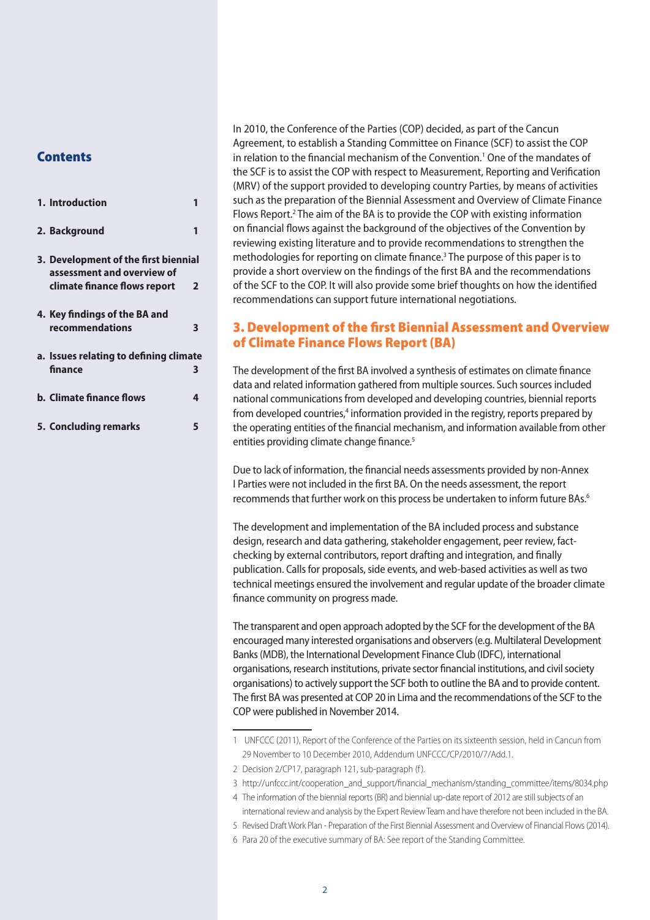## Contents

| | |
|---|---|
| 1. Introduction | 1 |
| 2. Background | 1 |
| 3. Development of the first biennial assessment and overview of climate finance flows report | 2 |
| 4. Key findings of the BA and recommendations | 3 |
| a. Issues relating to defining climate finance | 3 |
| b. Climate finance flows | 4 |
| 5. Concluding remarks | 5 |

In 2010, the Conference of the Parties (COP) decided, as part of the Cancun Agreement, to establish a Standing Committee on Finance (SCF) to assist the COP in relation to the financial mechanism of the Convention.[1] One of the mandates of the SCF is to assist the COP with respect to Measurement, Reporting and Verification (MRV) of the support provided to developing country Parties, by means of activities such as the preparation of the Biennial Assessment and Overview of Climate Finance Flows Report.[2] The aim of the BA is to provide the COP with existing information on financial flows against the background of the objectives of the Convention by reviewing existing literature and to provide recommendations to strengthen the methodologies for reporting on climate finance.[3] The purpose of this paper is to provide a short overview on the findings of the first BA and the recommendations of the SCF to the COP. It will also provide some brief thoughts on how the identified recommendations can support future international negotiations.

## 3. Development of the first Biennial Assessment and Overview of Climate Finance Flows Report (BA)

The development of the first BA involved a synthesis of estimates on climate finance data and related information gathered from multiple sources. Such sources included national communications from developed and developing countries, biennial reports from developed countries,[4] information provided in the registry, reports prepared by the operating entities of the financial mechanism, and information available from other entities providing climate change finance.[5]

Due to lack of information, the financial needs assessments provided by non-Annex I Parties were not included in the first BA. On the needs assessment, the report recommends that further work on this process be undertaken to inform future BAs.[6]

The development and implementation of the BA included process and substance design, research and data gathering, stakeholder engagement, peer review, fact-checking by external contributors, report drafting and integration, and finally publication. Calls for proposals, side events, and web-based activities as well as two technical meetings ensured the involvement and regular update of the broader climate finance community on progress made.

The transparent and open approach adopted by the SCF for the development of the BA encouraged many interested organisations and observers (e.g. Multilateral Development Banks (MDB), the International Development Finance Club (IDFC), international organisations, research institutions, private sector financial institutions, and civil society organisations) to actively support the SCF both to outline the BA and to provide content. The first BA was presented at COP 20 in Lima and the recommendations of the SCF to the COP were published in November 2014.

---

1 UNFCCC (2011), Report of the Conference of the Parties on its sixteenth session, held in Cancun from 29 November to 10 December 2010, Addendum UNFCCC/CP/2010/7/Add.1.

2 Decision 2/CP17, paragraph 121, sub-paragraph (f).

3 http://unfccc.int/cooperation_and_support/financial_mechanism/standing_committee/items/8034.php

4 The information of the biennial reports (BR) and biennial up-date report of 2012 are still subjects of an international review and analysis by the Expert Review Team and have therefore not been included in the BA.

5 Revised Draft Work Plan - Preparation of the First Biennial Assessment and Overview of Financial Flows (2014).

6 Para 20 of the executive summary of BA: See report of the Standing Committee.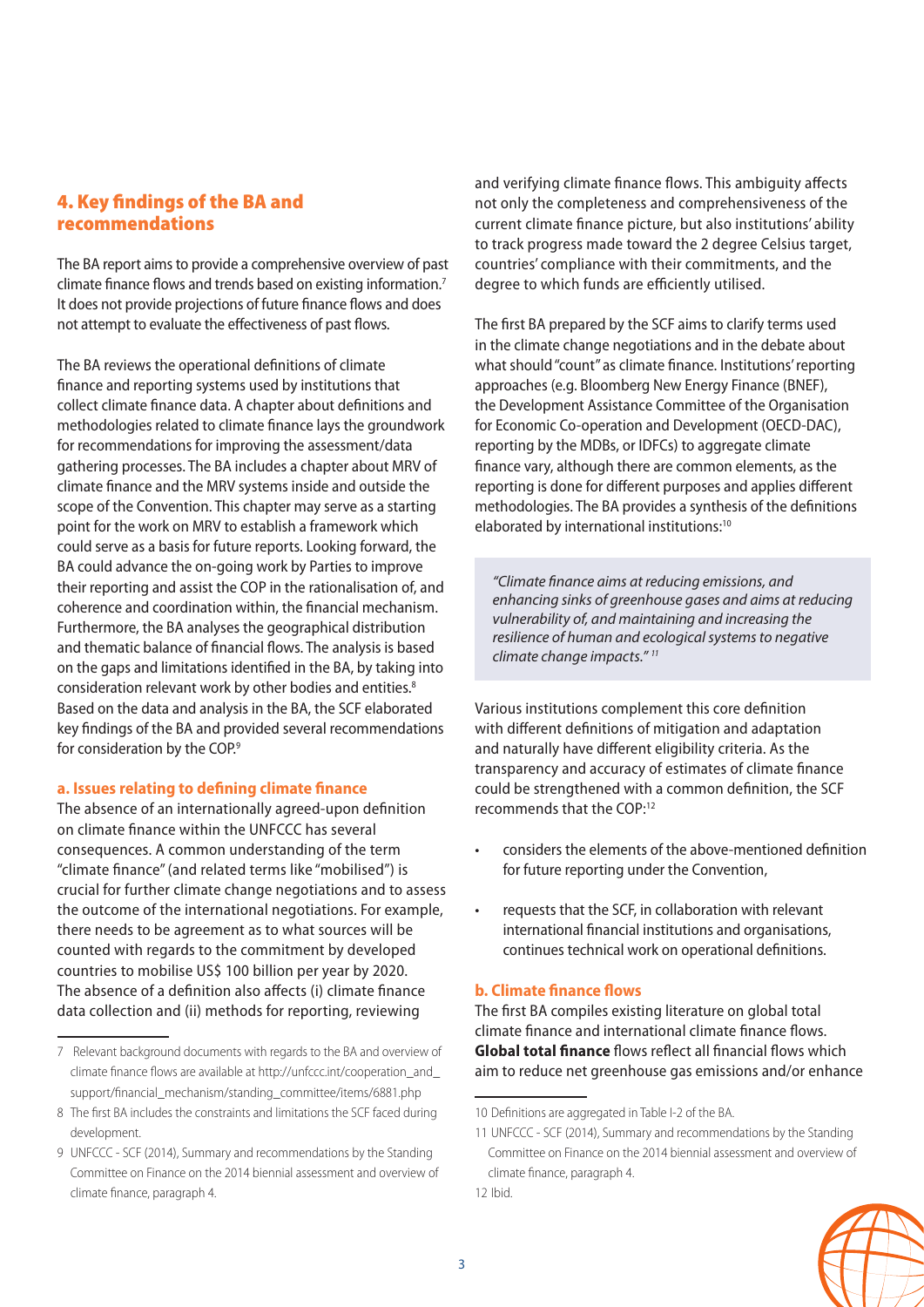## 4. Key findings of the BA and recommendations

The BA report aims to provide a comprehensive overview of past climate finance flows and trends based on existing information.[7] It does not provide projections of future finance flows and does not attempt to evaluate the effectiveness of past flows.

The BA reviews the operational definitions of climate finance and reporting systems used by institutions that collect climate finance data. A chapter about definitions and methodologies related to climate finance lays the groundwork for recommendations for improving the assessment/data gathering processes. The BA includes a chapter about MRV of climate finance and the MRV systems inside and outside the scope of the Convention. This chapter may serve as a starting point for the work on MRV to establish a framework which could serve as a basis for future reports. Looking forward, the BA could advance the on-going work by Parties to improve their reporting and assist the COP in the rationalisation of, and coherence and coordination within, the financial mechanism. Furthermore, the BA analyses the geographical distribution and thematic balance of financial flows. The analysis is based on the gaps and limitations identified in the BA, by taking into consideration relevant work by other bodies and entities.[8] Based on the data and analysis in the BA, the SCF elaborated key findings of the BA and provided several recommendations for consideration by the COP.[9]

### a. Issues relating to defining climate finance

The absence of an internationally agreed-upon definition on climate finance within the UNFCCC has several consequences. A common understanding of the term "climate finance" (and related terms like "mobilised") is crucial for further climate change negotiations and to assess the outcome of the international negotiations. For example, there needs to be agreement as to what sources will be counted with regards to the commitment by developed countries to mobilise US$ 100 billion per year by 2020. The absence of a definition also affects (i) climate finance data collection and (ii) methods for reporting, reviewing and verifying climate finance flows. This ambiguity affects not only the completeness and comprehensiveness of the current climate finance picture, but also institutions' ability to track progress made toward the 2 degree Celsius target, countries' compliance with their commitments, and the degree to which funds are efficiently utilised.

The first BA prepared by the SCF aims to clarify terms used in the climate change negotiations and in the debate about what should "count" as climate finance. Institutions' reporting approaches (e.g. Bloomberg New Energy Finance (BNEF), the Development Assistance Committee of the Organisation for Economic Co-operation and Development (OECD-DAC), reporting by the MDBs, or IDFCs) to aggregate climate finance vary, although there are common elements, as the reporting is done for different purposes and applies different methodologies. The BA provides a synthesis of the definitions elaborated by international institutions:[10]

> *"Climate finance aims at reducing emissions, and enhancing sinks of greenhouse gases and aims at reducing vulnerability of, and maintaining and increasing the resilience of human and ecological systems to negative climate change impacts."* [11]

Various institutions complement this core definition with different definitions of mitigation and adaptation and naturally have different eligibility criteria. As the transparency and accuracy of estimates of climate finance could be strengthened with a common definition, the SCF recommends that the COP:[12]

- considers the elements of the above-mentioned definition for future reporting under the Convention,
- requests that the SCF, in collaboration with relevant international financial institutions and organisations, continues technical work on operational definitions.

### b. Climate finance flows

The first BA compiles existing literature on global total climate finance and international climate finance flows. **Global total finance** flows reflect all financial flows which aim to reduce net greenhouse gas emissions and/or enhance

---

7 Relevant background documents with regards to the BA and overview of climate finance flows are available at http://unfccc.int/cooperation_and_support/financial_mechanism/standing_committee/items/6881.php

8 The first BA includes the constraints and limitations the SCF faced during development.

9 UNFCCC - SCF (2014), Summary and recommendations by the Standing Committee on Finance on the 2014 biennial assessment and overview of climate finance, paragraph 4.

10 Definitions are aggregated in Table I-2 of the BA.

11 UNFCCC - SCF (2014), Summary and recommendations by the Standing Committee on Finance on the 2014 biennial assessment and overview of climate finance, paragraph 4.

12 Ibid.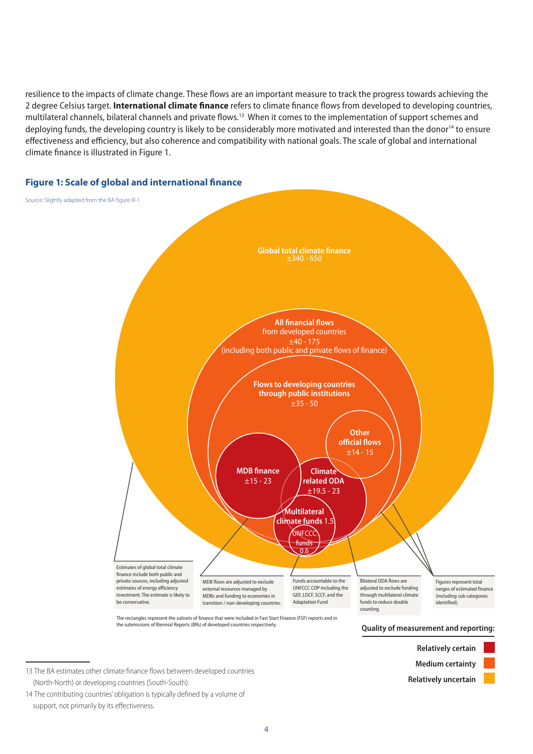resilience to the impacts of climate change. These flows are an important measure to track the progress towards achieving the 2 degree Celsius target. **International climate finance** refers to climate finance flows from developed to developing countries, multilateral channels, bilateral channels and private flows.[13] When it comes to the implementation of support schemes and deploying funds, the developing country is likely to be considerably more motivated and interested than the donor[14] to ensure effectiveness and efficiency, but also coherence and compatibility with national goals. The scale of global and international climate finance is illustrated in Figure 1.

**Figure 1: Scale of global and international finance**

Source: Slightly adapted from the BA figure III-1

**Global total climate finance** ±340 - 650

**All financial flows** from developed countries ±40 - 175 (including both public and private flows of finance)

**Flows to developing countries through public institutions** ±35 - 50

**Other official flows** ±14 - 15

**MDB finance** ±15 - 23

**Climate related ODA** ±19.5 - 23

**Multilateral climate funds** 1.5

UNFCCC funds 0.6

Estimates of global total climate finance include both public and private sources, including adjusted estimates of energy efficiency investment. The estimate is likely to be conservative.

MDB flows are adjusted to exclude external resources managed by MDBs and funding to economies in transition / non-developing countries.

Funds accountable to the UNFCCC COP including the GEF, LDCF, SCCF, and the Adaptation Fund

Bilateral ODA flows are adjusted to exclude funding through multilateral climate funds to reduce double counting.

Figures represent total ranges of estimated finance (including sub categories identified).

The rectangles represent the subsets of finance that were included in Fast Start Finance (FSF) reports and in the submissions of Biennial Reports (BRs) of developed countries respectively.

**Quality of measurement and reporting:**

- **Relatively certain**
- **Medium certainty**
- **Relatively uncertain**

13 The BA estimates other climate finance flows between developed countries (North-North) or developing countries (South-South).

14 The contributing countries' obligation is typically defined by a volume of support, not primarily by its effectiveness.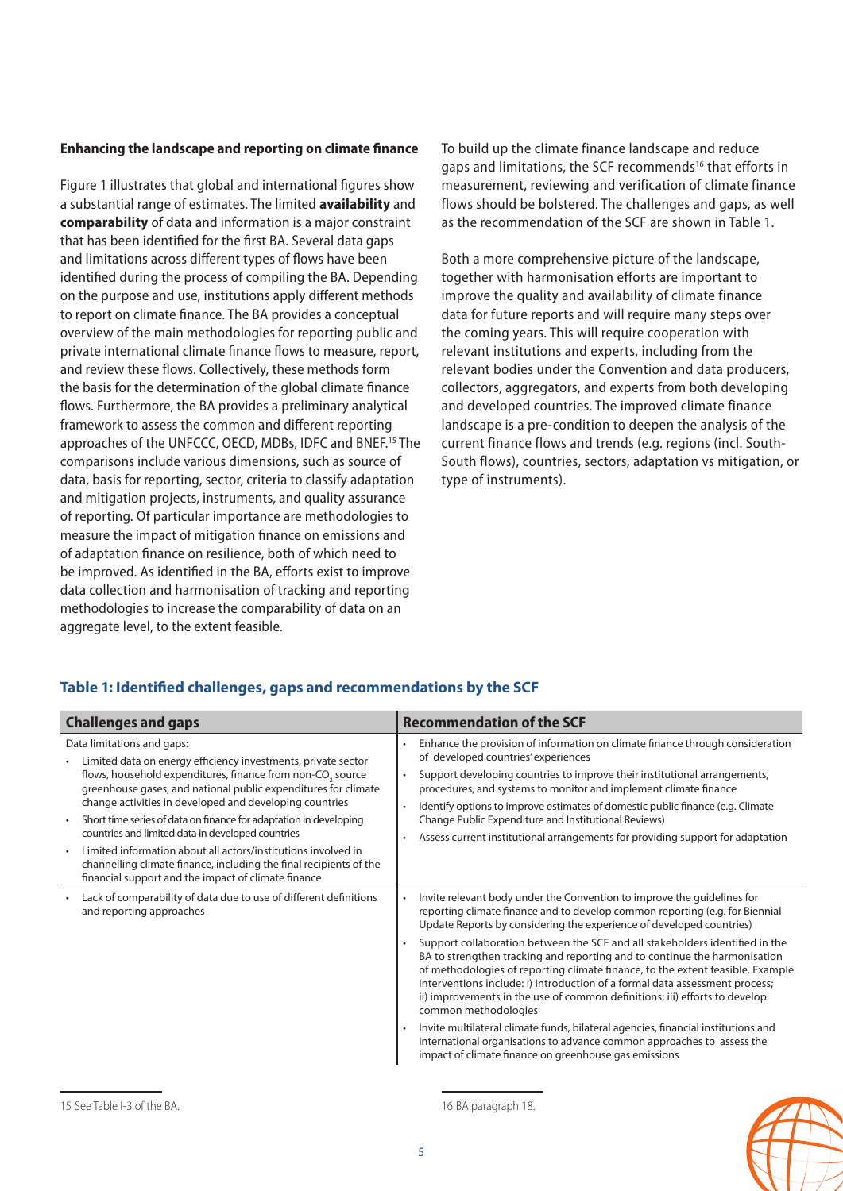### Enhancing the landscape and reporting on climate finance

Figure 1 illustrates that global and international figures show a substantial range of estimates. The limited **availability** and **comparability** of data and information is a major constraint that has been identified for the first BA. Several data gaps and limitations across different types of flows have been identified during the process of compiling the BA. Depending on the purpose and use, institutions apply different methods to report on climate finance. The BA provides a conceptual overview of the main methodologies for reporting public and private international climate finance flows to measure, report, and review these flows. Collectively, these methods form the basis for the determination of the global climate finance flows. Furthermore, the BA provides a preliminary analytical framework to assess the common and different reporting approaches of the UNFCCC, OECD, MDBs, IDFC and BNEF.[15] The comparisons include various dimensions, such as source of data, basis for reporting, sector, criteria to classify adaptation and mitigation projects, instruments, and quality assurance of reporting. Of particular importance are methodologies to measure the impact of mitigation finance on emissions and of adaptation finance on resilience, both of which need to be improved. As identified in the BA, efforts exist to improve data collection and harmonisation of tracking and reporting methodologies to increase the comparability of data on an aggregate level, to the extent feasible.

To build up the climate finance landscape and reduce gaps and limitations, the SCF recommends[16] that efforts in measurement, reviewing and verification of climate finance flows should be bolstered. The challenges and gaps, as well as the recommendation of the SCF are shown in Table 1.

Both a more comprehensive picture of the landscape, together with harmonisation efforts are important to improve the quality and availability of climate finance data for future reports and will require many steps over the coming years. This will require cooperation with relevant institutions and experts, including from the relevant bodies under the Convention and data producers, collectors, aggregators, and experts from both developing and developed countries. The improved climate finance landscape is a pre-condition to deepen the analysis of the current finance flows and trends (e.g. regions (incl. South-South flows), countries, sectors, adaptation vs mitigation, or type of instruments).

**Table 1: Identified challenges, gaps and recommendations by the SCF**

| Challenges and gaps | Recommendation of the SCF |
|---|---|
| Data limitations and gaps:<br>• Limited data on energy efficiency investments, private sector flows, household expenditures, finance from non-$CO_2$ source greenhouse gases, and national public expenditures for climate change activities in developed and developing countries<br>• Short time series of data on finance for adaptation in developing countries and limited data in developed countries<br>• Limited information about all actors/institutions involved in channelling climate finance, including the final recipients of the financial support and the impact of climate finance | • Enhance the provision of information on climate finance through consideration of developed countries' experiences<br>• Support developing countries to improve their institutional arrangements, procedures, and systems to monitor and implement climate finance<br>• Identify options to improve estimates of domestic public finance (e.g. Climate Change Public Expenditure and Institutional Reviews)<br>• Assess current institutional arrangements for providing support for adaptation |
| • Lack of comparability of data due to use of different definitions and reporting approaches | • Invite relevant body under the Convention to improve the guidelines for reporting climate finance and to develop common reporting (e.g. for Biennial Update Reports by considering the experience of developed countries)<br>• Support collaboration between the SCF and all stakeholders identified in the BA to strengthen tracking and reporting and to continue the harmonisation of methodologies of reporting climate finance, to the extent feasible. Example interventions include: i) introduction of a formal data assessment process; ii) improvements in the use of common definitions; iii) efforts to develop common methodologies<br>• Invite multilateral climate funds, bilateral agencies, financial institutions and international organisations to advance common approaches to assess the impact of climate finance on greenhouse gas emissions |

15 See Table I-3 of the BA.

16 BA paragraph 18.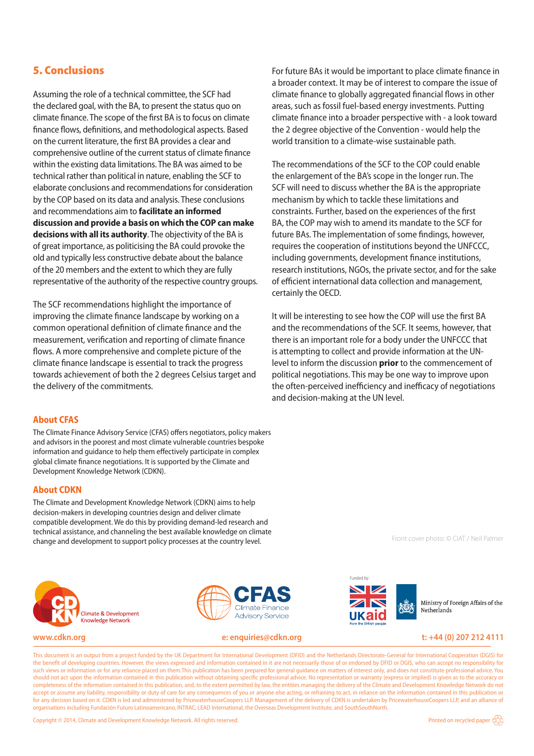## 5. Conclusions

Assuming the role of a technical committee, the SCF had the declared goal, with the BA, to present the status quo on climate finance. The scope of the first BA is to focus on climate finance flows, definitions, and methodological aspects. Based on the current literature, the first BA provides a clear and comprehensive outline of the current status of climate finance within the existing data limitations. The BA was aimed to be technical rather than political in nature, enabling the SCF to elaborate conclusions and recommendations for consideration by the COP based on its data and analysis. These conclusions and recommendations aim to **facilitate an informed discussion and provide a basis on which the COP can make decisions with all its authority**. The objectivity of the BA is of great importance, as politicising the BA could provoke the old and typically less constructive debate about the balance of the 20 members and the extent to which they are fully representative of the authority of the respective country groups.

The SCF recommendations highlight the importance of improving the climate finance landscape by working on a common operational definition of climate finance and the measurement, verification and reporting of climate finance flows. A more comprehensive and complete picture of the climate finance landscape is essential to track the progress towards achievement of both the 2 degrees Celsius target and the delivery of the commitments.

For future BAs it would be important to place climate finance in a broader context. It may be of interest to compare the issue of climate finance to globally aggregated financial flows in other areas, such as fossil fuel-based energy investments. Putting climate finance into a broader perspective with - a look toward the 2 degree objective of the Convention - would help the world transition to a climate-wise sustainable path.

The recommendations of the SCF to the COP could enable the enlargement of the BA's scope in the longer run. The SCF will need to discuss whether the BA is the appropriate mechanism by which to tackle these limitations and constraints. Further, based on the experiences of the first BA, the COP may wish to amend its mandate to the SCF for future BAs. The implementation of some findings, however, requires the cooperation of institutions beyond the UNFCCC, including governments, development finance institutions, research institutions, NGOs, the private sector, and for the sake of efficient international data collection and management, certainly the OECD.

It will be interesting to see how the COP will use the first BA and the recommendations of the SCF. It seems, however, that there is an important role for a body under the UNFCCC that is attempting to collect and provide information at the UN-level to inform the discussion **prior** to the commencement of political negotiations. This may be one way to improve upon the often-perceived inefficiency and inefficacy of negotiations and decision-making at the UN level.

### About CFAS

The Climate Finance Advisory Service (CFAS) offers negotiators, policy makers and advisors in the poorest and most climate vulnerable countries bespoke information and guidance to help them effectively participate in complex global climate finance negotiations. It is supported by the Climate and Development Knowledge Network (CDKN).

### About CDKN

The Climate and Development Knowledge Network (CDKN) aims to help decision-makers in developing countries design and deliver climate compatible development. We do this by providing demand-led research and technical assistance, and channeling the best available knowledge on climate change and development to support policy processes at the country level.

Front cover photo: © CIAT / Neil Palmer

CDKN Climate & Development Knowledge Network

CFAS Climate Finance Advisory Service

Funded by: UKaid from the British people; Ministry of Foreign Affairs of the Netherlands

www.cdkn.org    e: enquiries@cdkn.org    t: +44 (0) 207 212 4111

This document is an output from a project funded by the UK Department for International Development (DFID) and the Netherlands Directorate-General for International Cooperation (DGIS) for the benefit of developing countries. However, the views expressed and information contained in it are not necessarily those of or endorsed by DFID or DGIS, who can accept no responsibility for such views or information or for any reliance placed on them.This publication has been prepared for general guidance on matters of interest only, and does not constitute professional advice. You should not act upon the information contained in this publication without obtaining specific professional advice. No representation or warranty (express or implied) is given as to the accuracy or completeness of the information contained in this publication, and, to the extent permitted by law, the entities managing the delivery of the Climate and Development Knowledge Network do not accept or assume any liability, responsibility or duty of care for any consequences of you or anyone else acting, or refraining to act, in reliance on the information contained in this publication or for any decision based on it. CDKN is led and administered by PricewaterhouseCoopers LLP. Management of the delivery of CDKN is undertaken by PricewaterhouseCoopers LLP, and an alliance of organisations including Fundación Futuro Latinoamericano, INTRAC, LEAD International, the Overseas Development Institute, and SouthSouthNorth.

Copyright © 2014, Climate and Development Knowledge Network. All rights reserved.

Printed on recycled paper